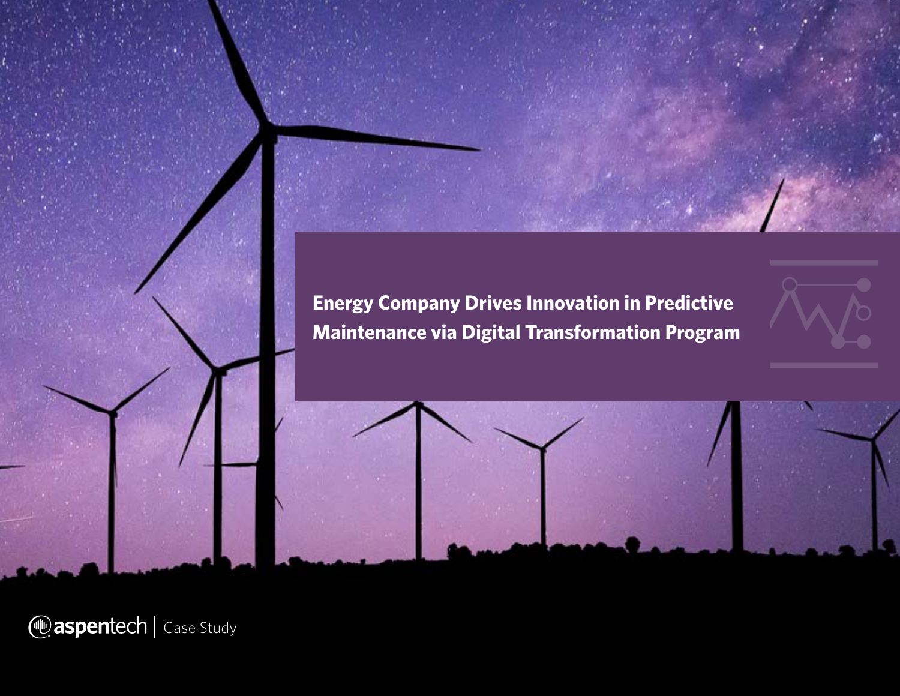# Energy Company Drives Innovation in Predictive Maintenance via Digital Transformation Program

aspentech | Case Study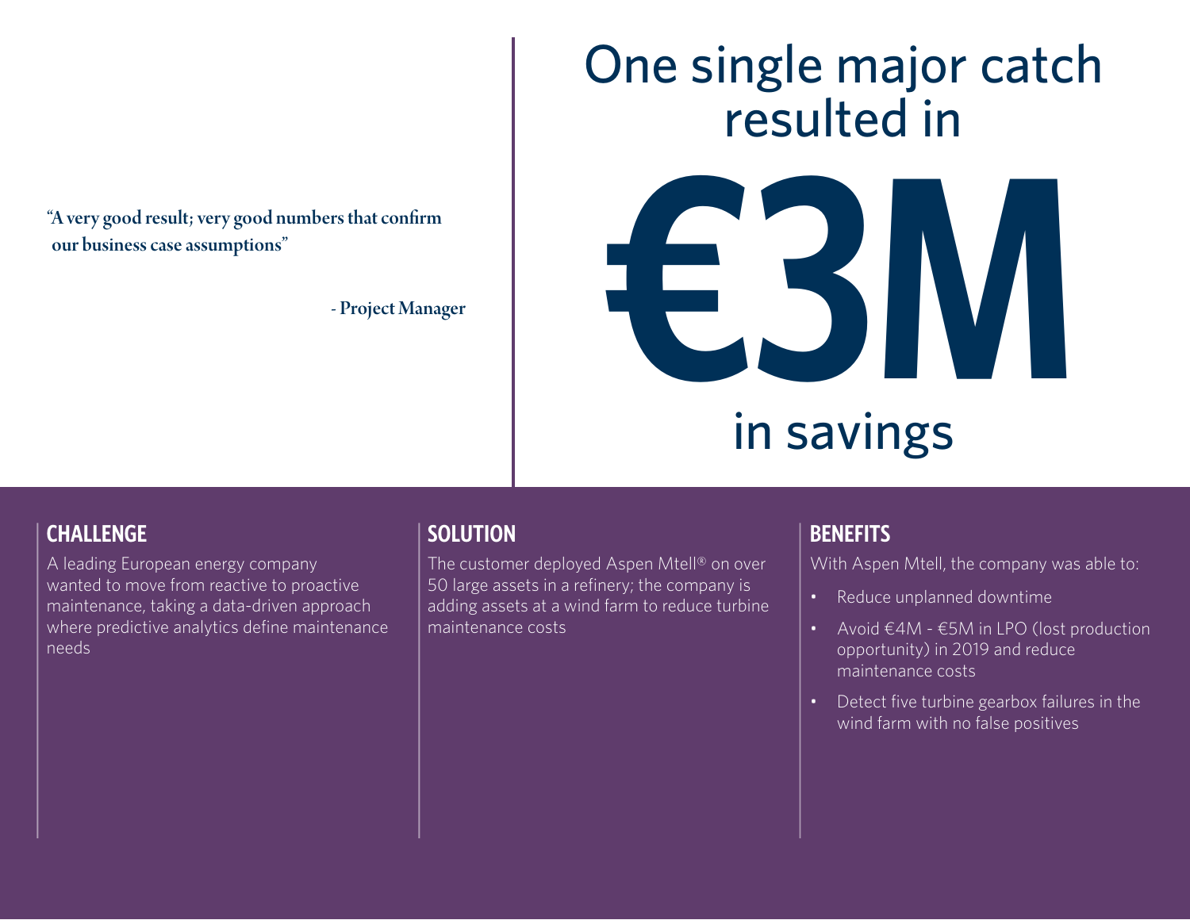"A very good result; very good numbers that confirm our business case assumptions"

\- Project Manager

# One single major catch resulted in

# €3M

# in savings

## CHALLENGE

A leading European energy company wanted to move from reactive to proactive maintenance, taking a data-driven approach where predictive analytics define maintenance needs

## SOLUTION

The customer deployed Aspen Mtell® on over 50 large assets in a refinery; the company is adding assets at a wind farm to reduce turbine maintenance costs

## BENEFITS

With Aspen Mtell, the company was able to:

- Reduce unplanned downtime
- Avoid €4M - €5M in LPO (lost production opportunity) in 2019 and reduce maintenance costs
- Detect five turbine gearbox failures in the wind farm with no false positives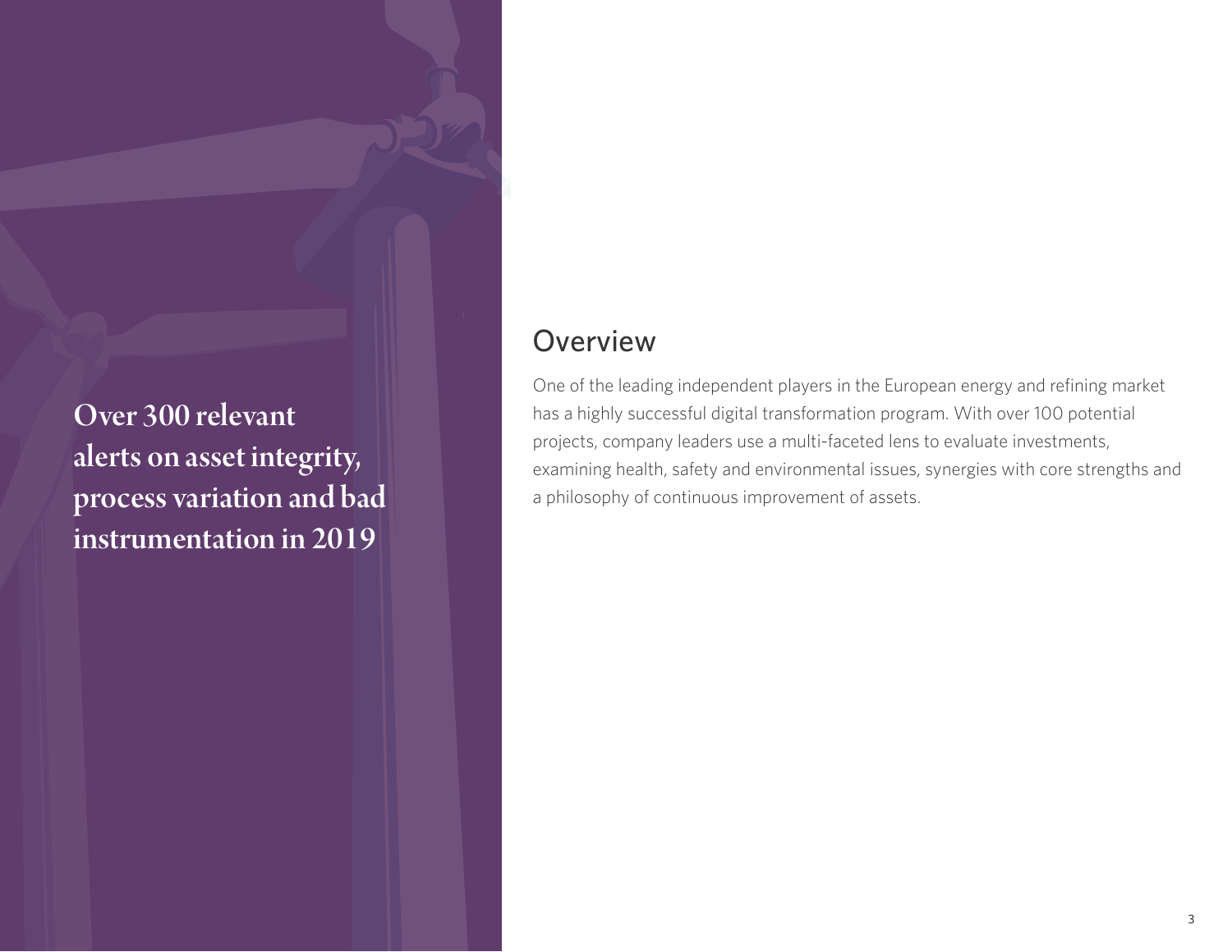**Over 300 relevant alerts on asset integrity, process variation and bad instrumentation in 2019**

## Overview

One of the leading independent players in the European energy and refining market has a highly successful digital transformation program. With over 100 potential projects, company leaders use a multi-faceted lens to evaluate investments, examining health, safety and environmental issues, synergies with core strengths and a philosophy of continuous improvement of assets.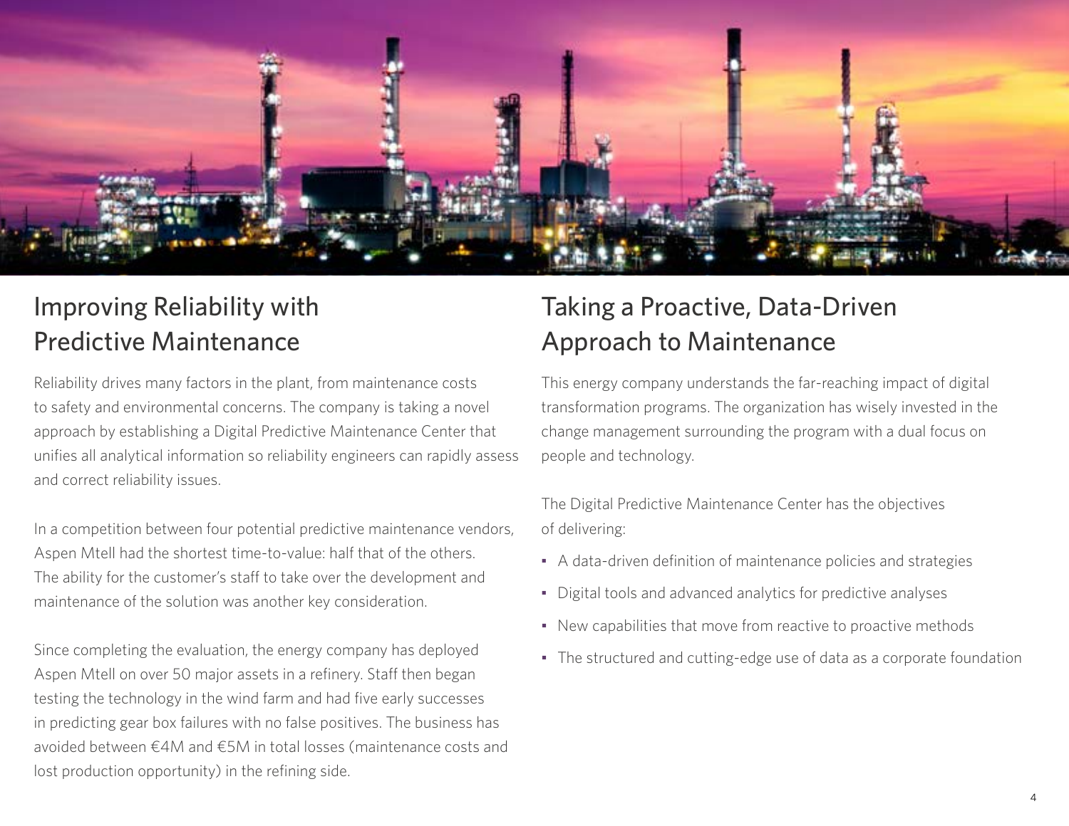## Improving Reliability with Predictive Maintenance

Reliability drives many factors in the plant, from maintenance costs to safety and environmental concerns. The company is taking a novel approach by establishing a Digital Predictive Maintenance Center that unifies all analytical information so reliability engineers can rapidly assess and correct reliability issues.

In a competition between four potential predictive maintenance vendors, Aspen Mtell had the shortest time-to-value: half that of the others. The ability for the customer's staff to take over the development and maintenance of the solution was another key consideration.

Since completing the evaluation, the energy company has deployed Aspen Mtell on over 50 major assets in a refinery. Staff then began testing the technology in the wind farm and had five early successes in predicting gear box failures with no false positives. The business has avoided between €4M and €5M in total losses (maintenance costs and lost production opportunity) in the refining side.

## Taking a Proactive, Data-Driven Approach to Maintenance

This energy company understands the far-reaching impact of digital transformation programs. The organization has wisely invested in the change management surrounding the program with a dual focus on people and technology.

The Digital Predictive Maintenance Center has the objectives of delivering:

- A data-driven definition of maintenance policies and strategies
- Digital tools and advanced analytics for predictive analyses
- New capabilities that move from reactive to proactive methods
- The structured and cutting-edge use of data as a corporate foundation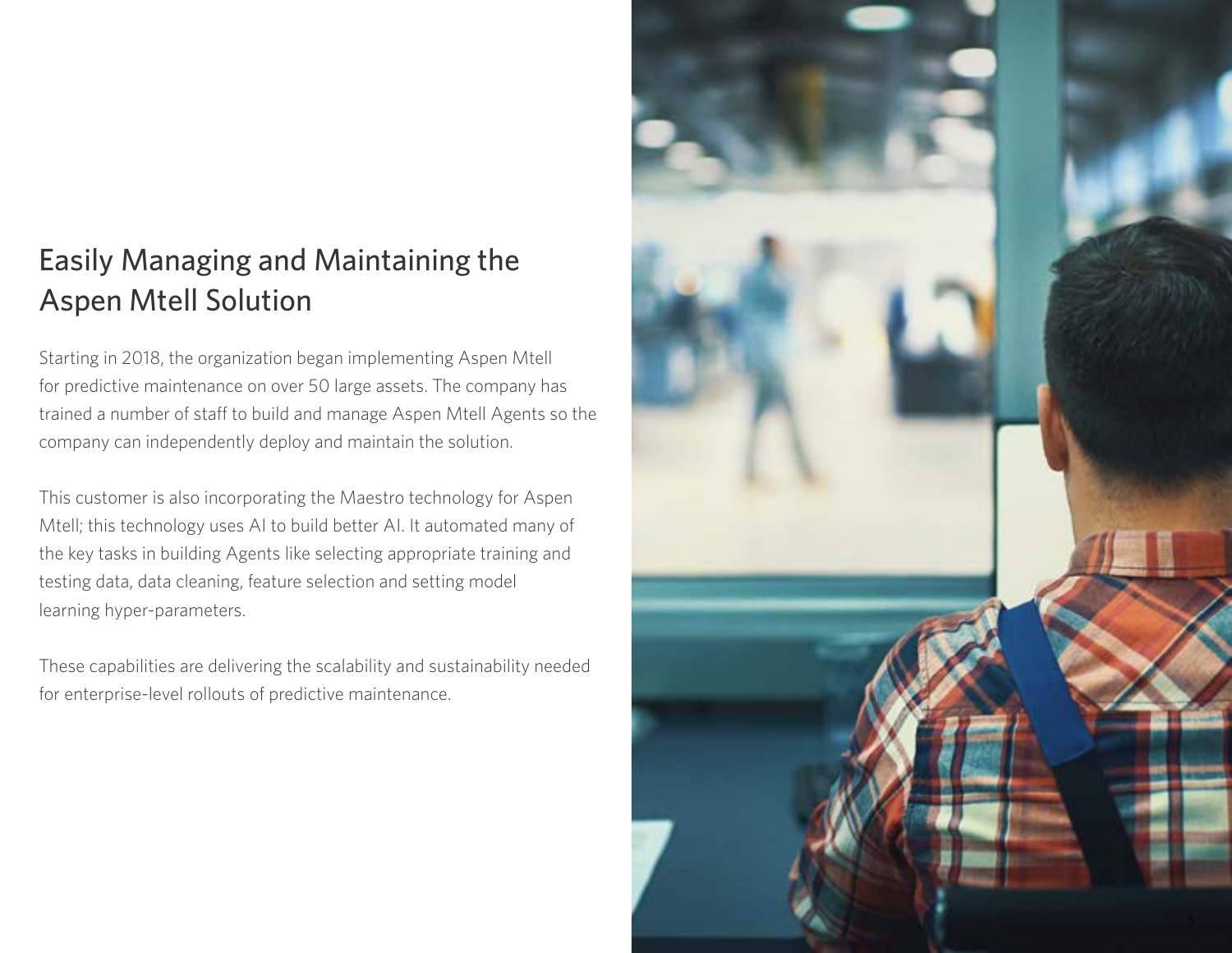# Easily Managing and Maintaining the Aspen Mtell Solution

Starting in 2018, the organization began implementing Aspen Mtell for predictive maintenance on over 50 large assets. The company has trained a number of staff to build and manage Aspen Mtell Agents so the company can independently deploy and maintain the solution.

This customer is also incorporating the Maestro technology for Aspen Mtell; this technology uses AI to build better AI. It automated many of the key tasks in building Agents like selecting appropriate training and testing data, data cleaning, feature selection and setting model learning hyper-parameters.

These capabilities are delivering the scalability and sustainability needed for enterprise-level rollouts of predictive maintenance.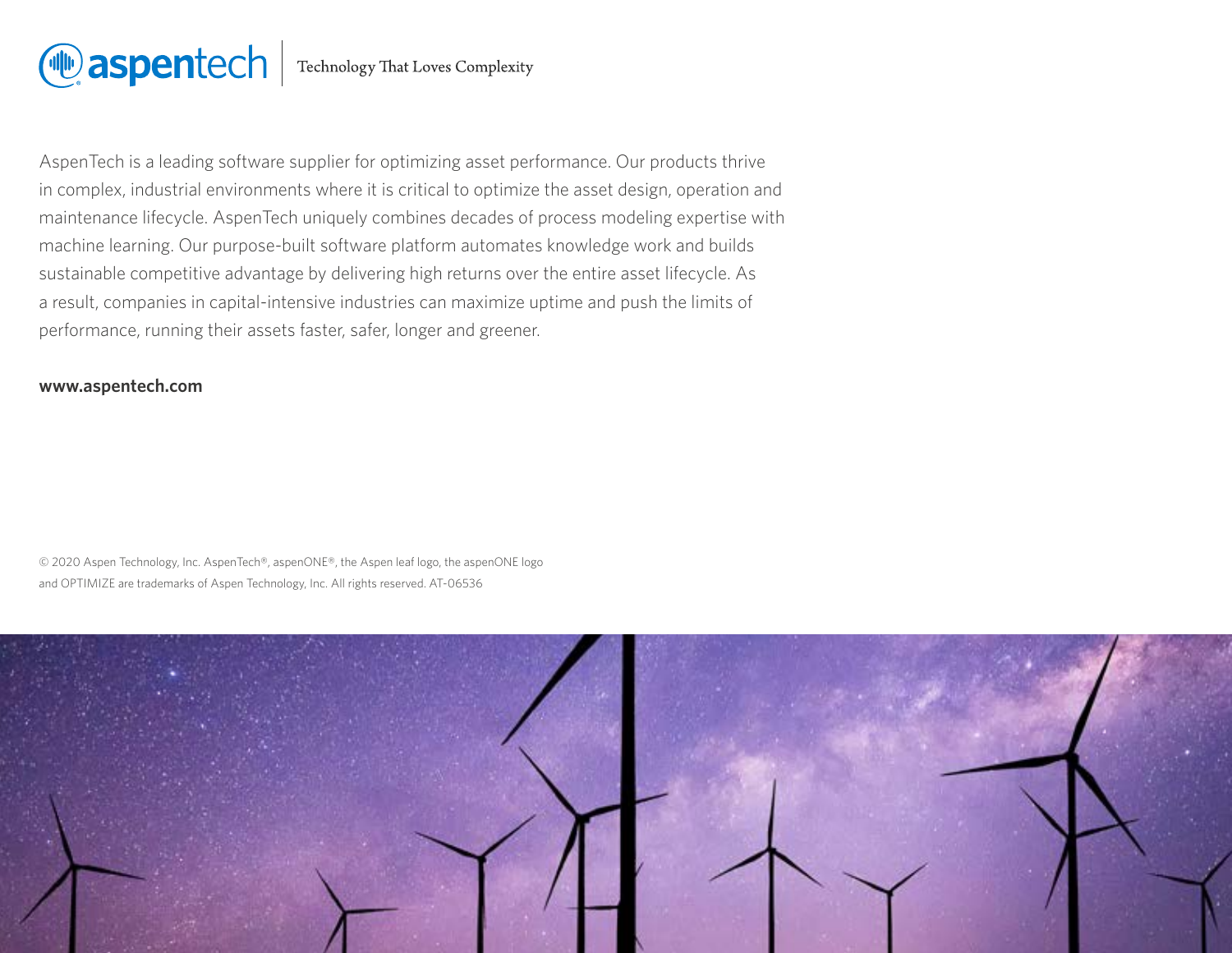aspentech | Technology That Loves Complexity

AspenTech is a leading software supplier for optimizing asset performance. Our products thrive in complex, industrial environments where it is critical to optimize the asset design, operation and maintenance lifecycle. AspenTech uniquely combines decades of process modeling expertise with machine learning. Our purpose-built software platform automates knowledge work and builds sustainable competitive advantage by delivering high returns over the entire asset lifecycle. As a result, companies in capital-intensive industries can maximize uptime and push the limits of performance, running their assets faster, safer, longer and greener.

**www.aspentech.com**

© 2020 Aspen Technology, Inc. AspenTech®, aspenONE®, the Aspen leaf logo, the aspenONE logo and OPTIMIZE are trademarks of Aspen Technology, Inc. All rights reserved. AT-06536